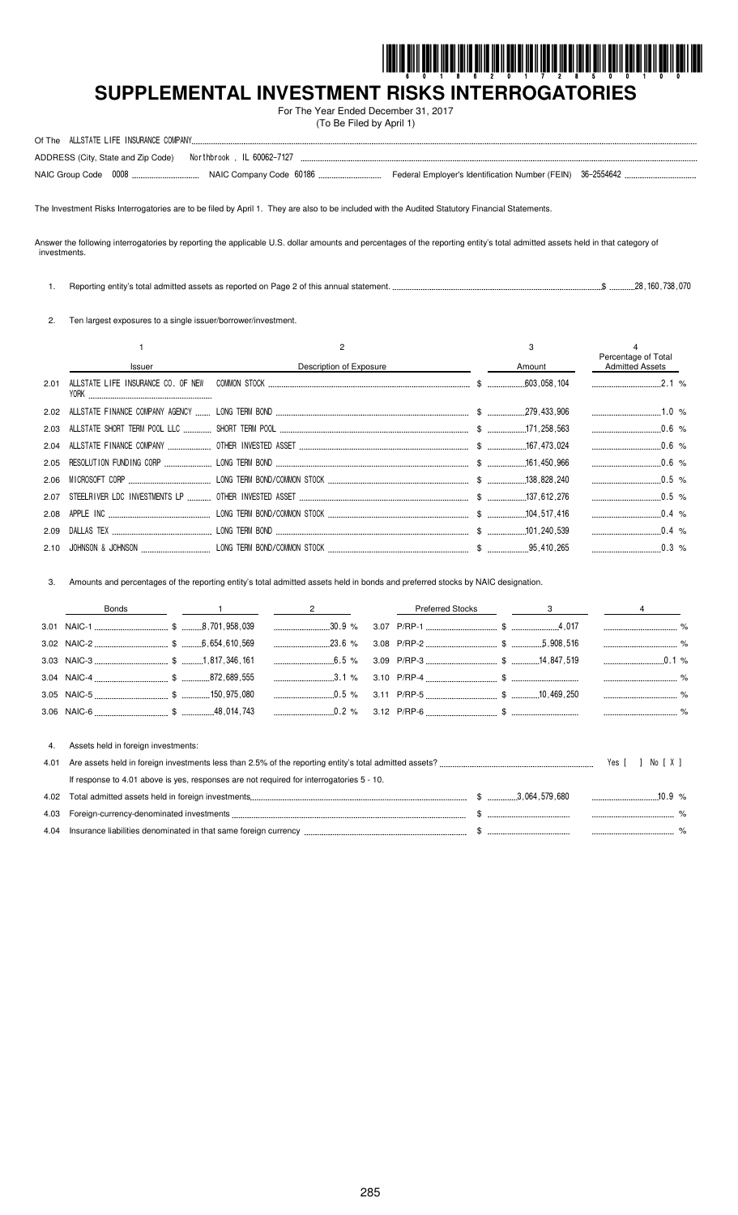# SUPPLEMENTAL INVESTMENT RISKS INTERROGATORIES

For The Year Ended December 31, 2017
(To Be Filed by April 1)

Of The ALLSTATE LIFE INSURANCE COMPANY

ADDRESS (City, State and Zip Code) Northbrook , IL 60062-7127

NAIC Group Code 0008 NAIC Company Code 60186 Federal Employer's Identification Number (FEIN) 36-2554642

The Investment Risks Interrogatories are to be filed by April 1. They are also to be included with the Audited Statutory Financial Statements.

Answer the following interrogatories by reporting the applicable U.S. dollar amounts and percentages of the reporting entity's total admitted assets held in that category of investments.

1. Reporting entity's total admitted assets as reported on Page 2 of this annual statement. $ 28,160,738,070

2. Ten largest exposures to a single issuer/borrower/investment.

| | 1 | 2 | 3 | 4 |
|---|---|---|---|---|
| | Issuer | Description of Exposure | Amount | Percentage of Total Admitted Assets |
| 2.01 | ALLSTATE LIFE INSURANCE CO. OF NEW YORK | COMMON STOCK | $ 603,058,104 | 2.1 % |
| 2.02 | ALLSTATE FINANCE COMPANY AGENCY | LONG TERM BOND | $ 279,433,906 | 1.0 % |
| 2.03 | ALLSTATE SHORT TERM POOL LLC | SHORT TERM POOL | $ 171,258,563 | 0.6 % |
| 2.04 | ALLSTATE FINANCE COMPANY | OTHER INVESTED ASSET | $ 167,473,024 | 0.6 % |
| 2.05 | RESOLUTION FUNDING CORP | LONG TERM BOND | $ 161,450,966 | 0.6 % |
| 2.06 | MICROSOFT CORP | LONG TERM BOND/COMMON STOCK | $ 138,828,240 | 0.5 % |
| 2.07 | STEELRIVER LDC INVESTMENTS LP | OTHER INVESTED ASSET | $ 137,612,276 | 0.5 % |
| 2.08 | APPLE INC | LONG TERM BOND/COMMON STOCK | $ 104,517,416 | 0.4 % |
| 2.09 | DALLAS TEX | LONG TERM BOND | $ 101,240,539 | 0.4 % |
| 2.10 | JOHNSON & JOHNSON | LONG TERM BOND/COMMON STOCK | $ 95,410,265 | 0.3 % |

3. Amounts and percentages of the reporting entity's total admitted assets held in bonds and preferred stocks by NAIC designation.

| Bonds | 1 | 2 | Preferred Stocks | 3 | 4 |
|---|---|---|---|---|---|
| 3.01 NAIC-1 | $ 8,701,958,039 | 30.9 % | 3.07 P/RP-1 | $ 4,017 | % |
| 3.02 NAIC-2 | $ 6,654,610,569 | 23.6 % | 3.08 P/RP-2 | $ 5,908,516 | % |
| 3.03 NAIC-3 | $ 1,817,346,161 | 6.5 % | 3.09 P/RP-3 | $ 14,847,519 | 0.1 % |
| 3.04 NAIC-4 | $ 872,689,555 | 3.1 % | 3.10 P/RP-4 | $ | % |
| 3.05 NAIC-5 | $ 150,975,080 | 0.5 % | 3.11 P/RP-5 | $ 10,469,250 | % |
| 3.06 NAIC-6 | $ 48,014,743 | 0.2 % | 3.12 P/RP-6 | $ | % |

4. Assets held in foreign investments:

4.01 Are assets held in foreign investments less than 2.5% of the reporting entity's total admitted assets? Yes [ ] No [ X ]

If response to 4.01 above is yes, responses are not required for interrogatories 5 - 10.

| | | | |
|---|---|---|---|
| 4.02 | Total admitted assets held in foreign investments | $ 3,064,579,680 | 10.9 % |
| 4.03 | Foreign-currency-denominated investments | $ | % |
| 4.04 | Insurance liabilities denominated in that same foreign currency | $ | % |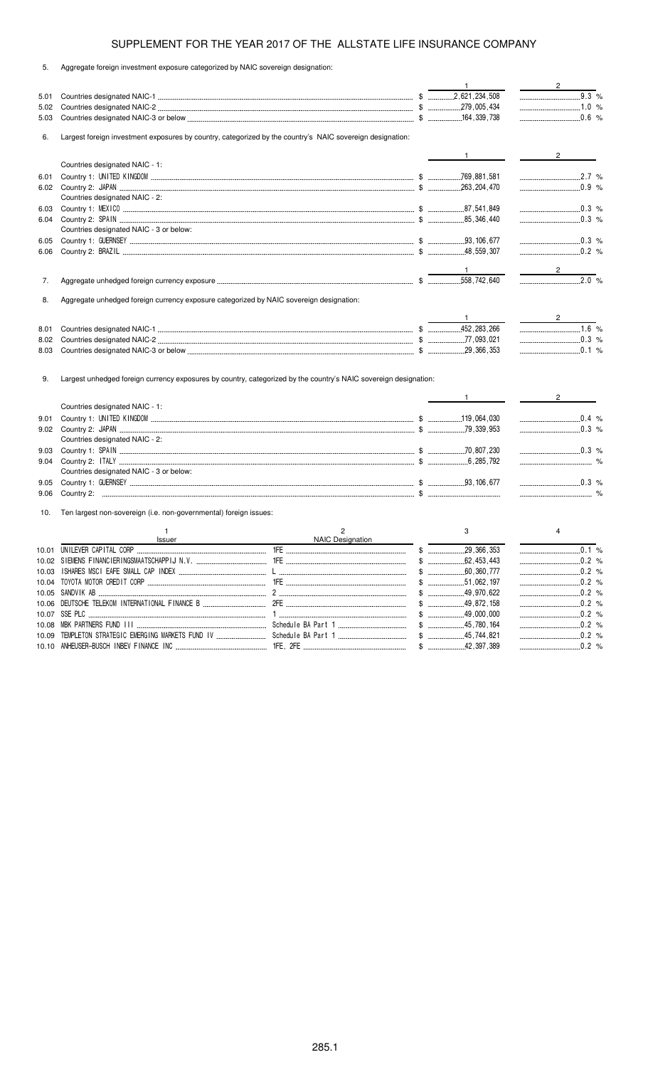# SUPPLEMENT FOR THE YEAR 2017 OF THE ALLSTATE LIFE INSURANCE COMPANY

5. Aggregate foreign investment exposure categorized by NAIC sovereign designation:

| | | 1 | 2 |
|---|---|---|---|
| 5.01 | Countries designated NAIC-1 | $ 2,621,234,508 | 9.3 % |
| 5.02 | Countries designated NAIC-2 | $ 279,005,434 | 1.0 % |
| 5.03 | Countries designated NAIC-3 or below | $ 164,339,738 | 0.6 % |

6. Largest foreign investment exposures by country, categorized by the country's NAIC sovereign designation:

| | | 1 | 2 |
|---|---|---|---|
| | Countries designated NAIC - 1: | | |
| 6.01 | Country 1: UNITED KINGDOM | $ 769,881,581 | 2.7 % |
| 6.02 | Country 2: JAPAN | $ 263,204,470 | 0.9 % |
| | Countries designated NAIC - 2: | | |
| 6.03 | Country 1: MEXICO | $ 87,541,849 | 0.3 % |
| 6.04 | Country 2: SPAIN | $ 85,346,440 | 0.3 % |
| | Countries designated NAIC - 3 or below: | | |
| 6.05 | Country 1: GUERNSEY | $ 93,106,677 | 0.3 % |
| 6.06 | Country 2: BRAZIL | $ 48,559,307 | 0.2 % |

| | | 1 | 2 |
|---|---|---|---|
| 7. | Aggregate unhedged foreign currency exposure | $ 558,742,640 | 2.0 % |

8. Aggregate unhedged foreign currency exposure categorized by NAIC sovereign designation:

| | | 1 | 2 |
|---|---|---|---|
| 8.01 | Countries designated NAIC-1 | $ 452,283,266 | 1.6 % |
| 8.02 | Countries designated NAIC-2 | $ 77,093,021 | 0.3 % |
| 8.03 | Countries designated NAIC-3 or below | $ 29,366,353 | 0.1 % |

9. Largest unhedged foreign currency exposures by country, categorized by the country's NAIC sovereign designation:

| | | 1 | 2 |
|---|---|---|---|
| | Countries designated NAIC - 1: | | |
| 9.01 | Country 1: UNITED KINGDOM | $ 119,064,030 | 0.4 % |
| 9.02 | Country 2: JAPAN | $ 79,339,953 | 0.3 % |
| | Countries designated NAIC - 2: | | |
| 9.03 | Country 1: SPAIN | $ 70,807,230 | 0.3 % |
| 9.04 | Country 2: ITALY | $ 6,285,792 | % |
| | Countries designated NAIC - 3 or below: | | |
| 9.05 | Country 1: GUERNSEY | $ 93,106,677 | 0.3 % |
| 9.06 | Country 2: | $ | % |

10. Ten largest non-sovereign (i.e. non-governmental) foreign issues:

| | 1<br>Issuer | 2<br>NAIC Designation | 3 | 4 |
|---|---|---|---|---|
| 10.01 | UNILEVER CAPITAL CORP | 1FE | $ 29,366,353 | 0.1 % |
| 10.02 | SIEMENS FINANCIERINGSMAATSCHAPPIJ N.V. | 1FE | $ 62,453,443 | 0.2 % |
| 10.03 | ISHARES MSCI EAFE SMALL CAP INDEX | L | $ 60,360,777 | 0.2 % |
| 10.04 | TOYOTA MOTOR CREDIT CORP | 1FE | $ 51,062,197 | 0.2 % |
| 10.05 | SANDVIK AB | 2 | $ 49,970,622 | 0.2 % |
| 10.06 | DEUTSCHE TELEKOM INTERNATIONAL FINANCE B | 2FE | $ 49,872,158 | 0.2 % |
| 10.07 | SSE PLC | 1 | $ 49,000,000 | 0.2 % |
| 10.08 | MBK PARTNERS FUND III | Schedule BA Part 1 | $ 45,780,164 | 0.2 % |
| 10.09 | TEMPLETON STRATEGIC EMERGING MARKETS FUND IV | Schedule BA Part 1 | $ 45,744,821 | 0.2 % |
| 10.10 | ANHEUSER-BUSCH INBEV FINANCE INC | 1FE, 2FE | $ 42,397,389 | 0.2 % |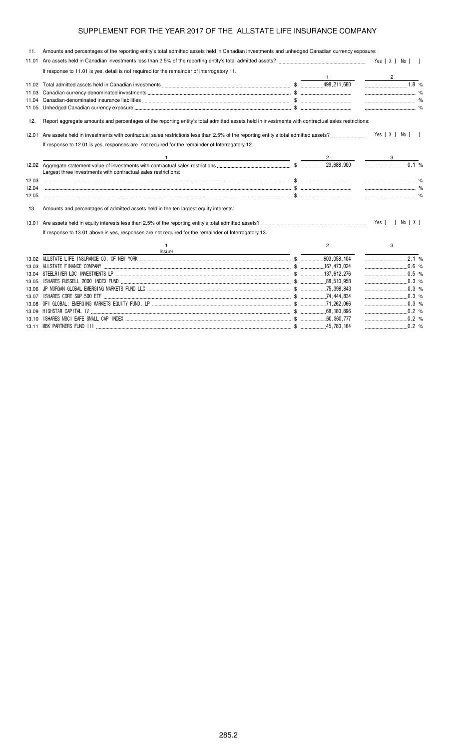# SUPPLEMENT FOR THE YEAR 2017 OF THE ALLSTATE LIFE INSURANCE COMPANY

11. Amounts and percentages of the reporting entity's total admitted assets held in Canadian investments and unhedged Canadian currency exposure:

11.01 Are assets held in Canadian investments less than 2.5% of the reporting entity's total admitted assets? Yes [ X ] No [ ]

If response to 11.01 is yes, detail is not required for the remainder of interrogatory 11.

| | | 1 | 2 |
|---|---|---|---|
| 11.02 | Total admitted assets held in Canadian investments | $ 498,211,680 | 1.8 % |
| 11.03 | Canadian-currency-denominated investments | $ | % |
| 11.04 | Canadian-denominated insurance liabilities | $ | % |
| 11.05 | Unhedged Canadian currency exposure | $ | % |

12. Report aggregate amounts and percentages of the reporting entity's total admitted assets held in investments with contractual sales restrictions:

12.01 Are assets held in investments with contractual sales restrictions less than 2.5% of the reporting entity's total admitted assets? Yes [ X ] No [ ]

If response to 12.01 is yes, responses are not required for the remainder of Interrogatory 12.

| | 1 | 2 | 3 |
|---|---|---|---|
| 12.02 | Aggregate statement value of investments with contractual sales restrictions | $ 29,688,900 | 0.1 % |
| | Largest three investments with contractual sales restrictions: | | |
| 12.03 | | $ | % |
| 12.04 | | $ | % |
| 12.05 | | $ | % |

13. Amounts and percentages of admitted assets held in the ten largest equity interests:

13.01 Are assets held in equity interests less than 2.5% of the reporting entity's total admitted assets? Yes [ ] No [ X ]

If response to 13.01 above is yes, responses are not required for the remainder of Interrogatory 13.

| | 1<br>Issuer | 2 | 3 |
|---|---|---|---|
| 13.02 | ALLSTATE LIFE INSURANCE CO. OF NEW YORK | $ 603,058,104 | 2.1 % |
| 13.03 | ALLSTATE FINANCE COMPANY | $ 167,473,024 | 0.6 % |
| 13.04 | STEELRIVER LDC INVESTMENTS LP | $ 137,612,276 | 0.5 % |
| 13.05 | ISHARES RUSSELL 2000 INDEX FUND | $ 88,510,958 | 0.3 % |
| 13.06 | JP MORGAN GLOBAL EMERGING MARKETS FUND LLC | $ 75,398,843 | 0.3 % |
| 13.07 | ISHARES CORE S&P 500 ETF | $ 74,444,834 | 0.3 % |
| 13.08 | OFI GLOBAL: EMERGING MARKETS EQUITY FUND, LP | $ 71,262,066 | 0.3 % |
| 13.09 | HIGHSTAR CAPITAL IV | $ 68,180,896 | 0.2 % |
| 13.10 | ISHARES MSCI EAFE SMALL CAP INDEX | $ 60,360,777 | 0.2 % |
| 13.11 | MBK PARTNERS FUND III | $ 45,780,164 | 0.2 % |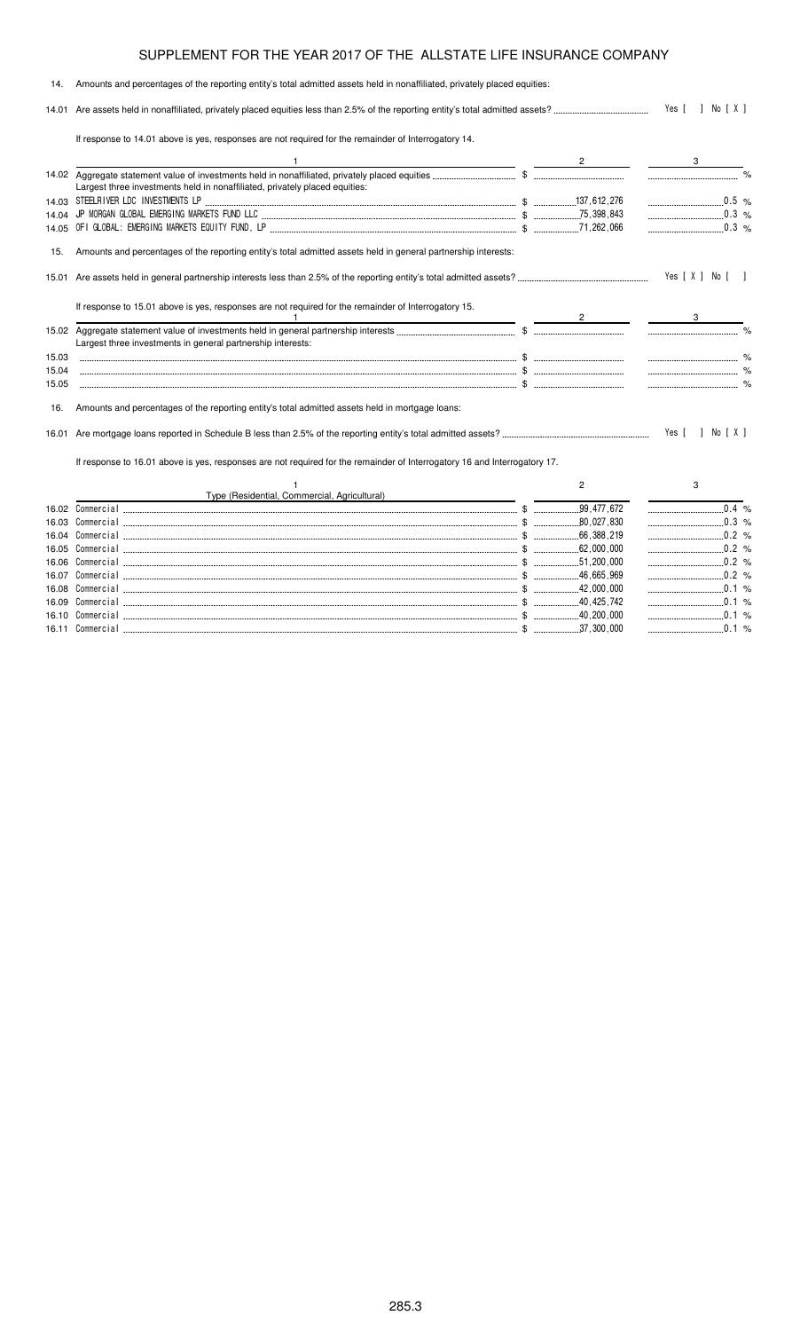## SUPPLEMENT FOR THE YEAR 2017 OF THE ALLSTATE LIFE INSURANCE COMPANY

14. Amounts and percentages of the reporting entity's total admitted assets held in nonaffiliated, privately placed equities:

14.01 Are assets held in nonaffiliated, privately placed equities less than 2.5% of the reporting entity's total admitted assets? Yes [ ] No [ X ]

If response to 14.01 above is yes, responses are not required for the remainder of Interrogatory 14.

| | 1 | 2 | 3 |
|---|---|---|---|
| 14.02 | Aggregate statement value of investments held in nonaffiliated, privately placed equities | $ | % |
| | Largest three investments held in nonaffiliated, privately placed equities: | | |
| 14.03 | STEELRIVER LDC INVESTMENTS LP | $ 137,612,276 | 0.5 % |
| 14.04 | JP MORGAN GLOBAL EMERGING MARKETS FUND LLC | $ 75,398,843 | 0.3 % |
| 14.05 | OFI GLOBAL: EMERGING MARKETS EQUITY FUND, LP | $ 71,262,066 | 0.3 % |

15. Amounts and percentages of the reporting entity's total admitted assets held in general partnership interests:

15.01 Are assets held in general partnership interests less than 2.5% of the reporting entity's total admitted assets? Yes [ X ] No [ ]

If response to 15.01 above is yes, responses are not required for the remainder of Interrogatory 15.

| | 1 | 2 | 3 |
|---|---|---|---|
| 15.02 | Aggregate statement value of investments held in general partnership interests | $ | % |
| | Largest three investments in general partnership interests: | | |
| 15.03 | | $ | % |
| 15.04 | | $ | % |
| 15.05 | | $ | % |

16. Amounts and percentages of the reporting entity's total admitted assets held in mortgage loans:

16.01 Are mortgage loans reported in Schedule B less than 2.5% of the reporting entity's total admitted assets? Yes [ ] No [ X ]

If response to 16.01 above is yes, responses are not required for the remainder of Interrogatory 16 and Interrogatory 17.

| | 1<br>Type (Residential, Commercial, Agricultural) | 2 | 3 |
|---|---|---|---|
| 16.02 | Commercial | $ 99,477,672 | 0.4 % |
| 16.03 | Commercial | $ 80,027,830 | 0.3 % |
| 16.04 | Commercial | $ 66,388,219 | 0.2 % |
| 16.05 | Commercial | $ 62,000,000 | 0.2 % |
| 16.06 | Commercial | $ 51,200,000 | 0.2 % |
| 16.07 | Commercial | $ 46,665,969 | 0.2 % |
| 16.08 | Commercial | $ 42,000,000 | 0.1 % |
| 16.09 | Commercial | $ 40,425,742 | 0.1 % |
| 16.10 | Commercial | $ 40,200,000 | 0.1 % |
| 16.11 | Commercial | $ 37,300,000 | 0.1 % |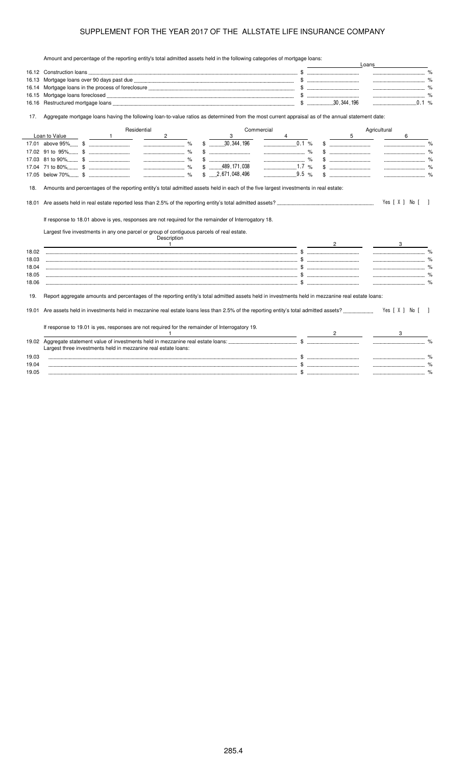# SUPPLEMENT FOR THE YEAR 2017 OF THE ALLSTATE LIFE INSURANCE COMPANY

Amount and percentage of the reporting entity's total admitted assets held in the following categories of mortgage loans:

| | | Loans | |
|---|---|---|---|
| 16.12 | Construction loans | $ | % |
| 16.13 | Mortgage loans over 90 days past due | $ | % |
| 16.14 | Mortgage loans in the process of foreclosure | $ | % |
| 16.15 | Mortgage loans foreclosed | $ | % |
| 16.16 | Restructured mortgage loans | $ 30,344,196 | 0.1 % |

17. Aggregate mortgage loans having the following loan-to-value ratios as determined from the most current appraisal as of the annual statement date:

| Loan to Value | Residential 1 | Residential 2 | Commercial 3 | Commercial 4 | Agricultural 5 | Agricultural 6 |
|---|---|---|---|---|---|---|
| 17.01 above 95% | $ | % | $ 30,344,196 | 0.1 % | $ | % |
| 17.02 91 to 95% | $ | % | $ | % | $ | % |
| 17.03 81 to 90% | $ | % | $ | % | $ | % |
| 17.04 71 to 80% | $ | % | $ 489,171,038 | 1.7 % | $ | % |
| 17.05 below 70% | $ | % | $ 2,671,048,496 | 9.5 % | $ | % |

18. Amounts and percentages of the reporting entity's total admitted assets held in each of the five largest investments in real estate:

18.01 Are assets held in real estate reported less than 2.5% of the reporting entity's total admitted assets? Yes [ X ] No [ ]

If response to 18.01 above is yes, responses are not required for the remainder of Interrogatory 18.

Largest five investments in any one parcel or group of contiguous parcels of real estate.

| | Description 1 | 2 | 3 |
|---|---|---|---|
| 18.02 | | $ | % |
| 18.03 | | $ | % |
| 18.04 | | $ | % |
| 18.05 | | $ | % |
| 18.06 | | $ | % |

19. Report aggregate amounts and percentages of the reporting entity's total admitted assets held in investments held in mezzanine real estate loans:

19.01 Are assets held in investments held in mezzanine real estate loans less than 2.5% of the reporting entity's total admitted assets? Yes [ X ] No [ ]

If response to 19.01 is yes, responses are not required for the remainder of Interrogatory 19.

| | 1 | 2 | 3 |
|---|---|---|---|
| 19.02 | Aggregate statement value of investments held in mezzanine real estate loans: | $ | % |
| | Largest three investments held in mezzanine real estate loans: | | |
| 19.03 | | $ | % |
| 19.04 | | $ | % |
| 19.05 | | $ | % |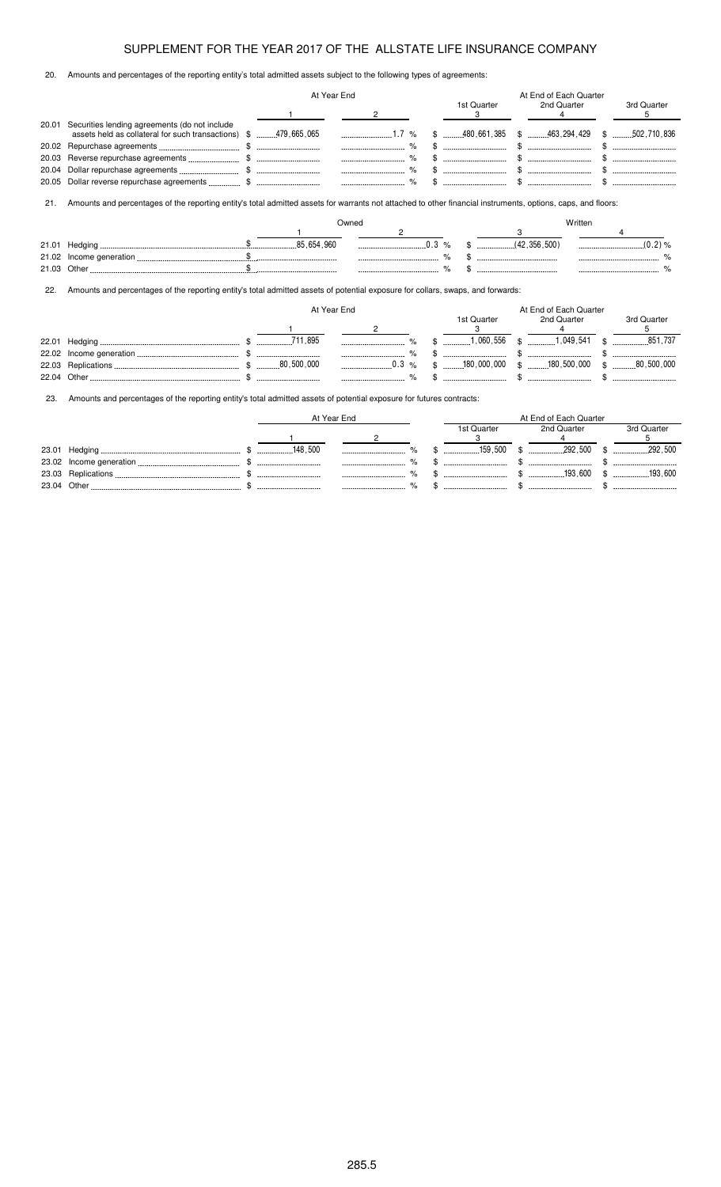# SUPPLEMENT FOR THE YEAR 2017 OF THE ALLSTATE LIFE INSURANCE COMPANY

20. Amounts and percentages of the reporting entity's total admitted assets subject to the following types of agreements:

| | At Year End | | At End of Each Quarter | | |
|---|---|---|---|---|---|
| | | | 1st Quarter | 2nd Quarter | 3rd Quarter |
| | 1 | 2 | 3 | 4 | 5 |
| 20.01 Securities lending agreements (do not include assets held as collateral for such transactions) | $ 479,665,065 | 1.7 % | $ 480,661,385 | $ 463,294,429 | $ 502,710,836 |
| 20.02 Repurchase agreements | $ | % | $ | $ | $ |
| 20.03 Reverse repurchase agreements | $ | % | $ | $ | $ |
| 20.04 Dollar repurchase agreements | $ | % | $ | $ | $ |
| 20.05 Dollar reverse repurchase agreements | $ | % | $ | $ | $ |

21. Amounts and percentages of the reporting entity's total admitted assets for warrants not attached to other financial instruments, options, caps, and floors:

| | Owned | | Written | |
|---|---|---|---|---|
| | 1 | 2 | 3 | 4 |
| 21.01 Hedging | $ 85,654,960 | 0.3 % | $ (42,356,500) | (0.2) % |
| 21.02 Income generation | $ | % | $ | % |
| 21.03 Other | $ | % | $ | % |

22. Amounts and percentages of the reporting entity's total admitted assets of potential exposure for collars, swaps, and forwards:

| | At Year End | | At End of Each Quarter | | |
|---|---|---|---|---|---|
| | | | 1st Quarter | 2nd Quarter | 3rd Quarter |
| | 1 | 2 | 3 | 4 | 5 |
| 22.01 Hedging | $ 711,895 | % | $ 1,060,556 | $ 1,049,541 | $ 851,737 |
| 22.02 Income generation | $ | % | $ | $ | $ |
| 22.03 Replications | $ 80,500,000 | 0.3 % | $ 180,000,000 | $ 180,500,000 | $ 80,500,000 |
| 22.04 Other | $ | % | $ | $ | $ |

23. Amounts and percentages of the reporting entity's total admitted assets of potential exposure for futures contracts:

| | At Year End | | At End of Each Quarter | | |
|---|---|---|---|---|---|
| | | | 1st Quarter | 2nd Quarter | 3rd Quarter |
| | 1 | 2 | 3 | 4 | 5 |
| 23.01 Hedging | $ 148,500 | % | $ 159,500 | $ 292,500 | $ 292,500 |
| 23.02 Income generation | $ | % | $ | $ | $ |
| 23.03 Replications | $ | % | $ | $ 193,600 | $ 193,600 |
| 23.04 Other | $ | % | $ | $ | $ |